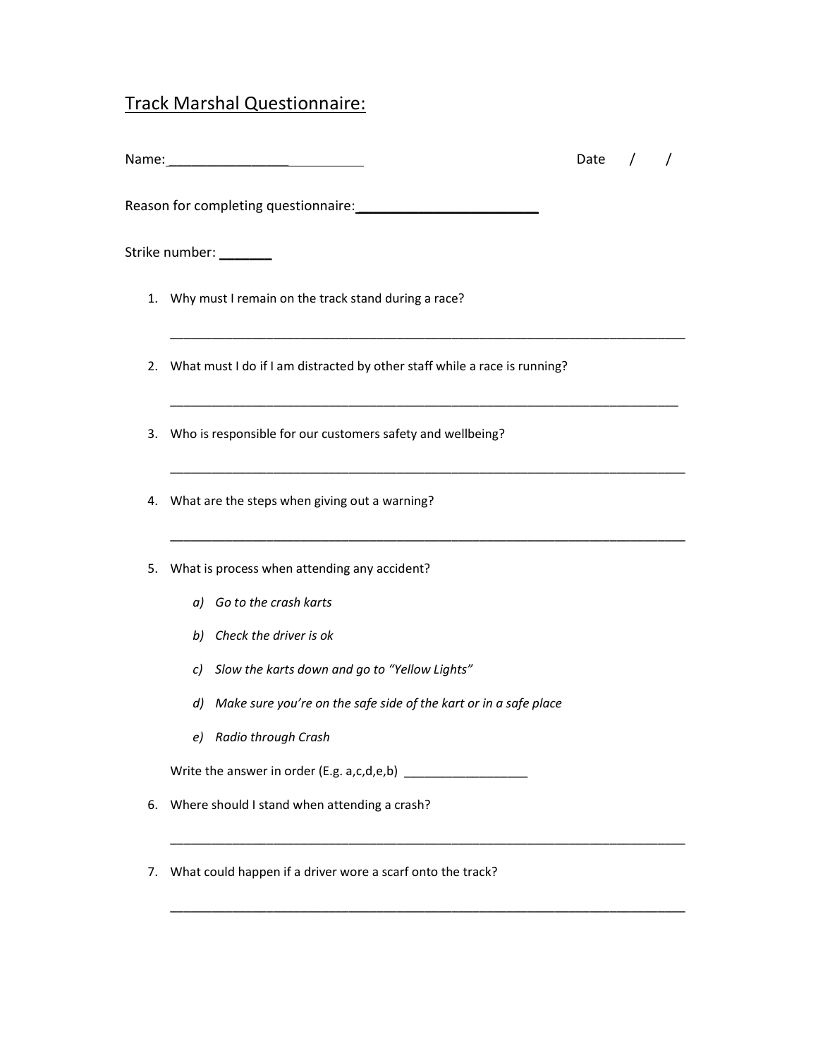# Track Marshal Questionnaire:

Name:__________________________ Date / /

Reason for completing questionnaire:________________________

Strike number: _______

1. Why must I remain on the track stand during a race?

   ___________________________________________________________________________

2. What must I do if I am distracted by other staff while a race is running?

   ___________________________________________________________________________

3. Who is responsible for our customers safety and wellbeing?

   ___________________________________________________________________________

4. What are the steps when giving out a warning?

   ___________________________________________________________________________

5. What is process when attending any accident?

   *a) Go to the crash karts*

   *b) Check the driver is ok*

   *c) Slow the karts down and go to "Yellow Lights"*

   *d) Make sure you're on the safe side of the kart or in a safe place*

   *e) Radio through Crash*

   Write the answer in order (E.g. a,c,d,e,b) _________________

6. Where should I stand when attending a crash?

   ___________________________________________________________________________

7. What could happen if a driver wore a scarf onto the track?

   ___________________________________________________________________________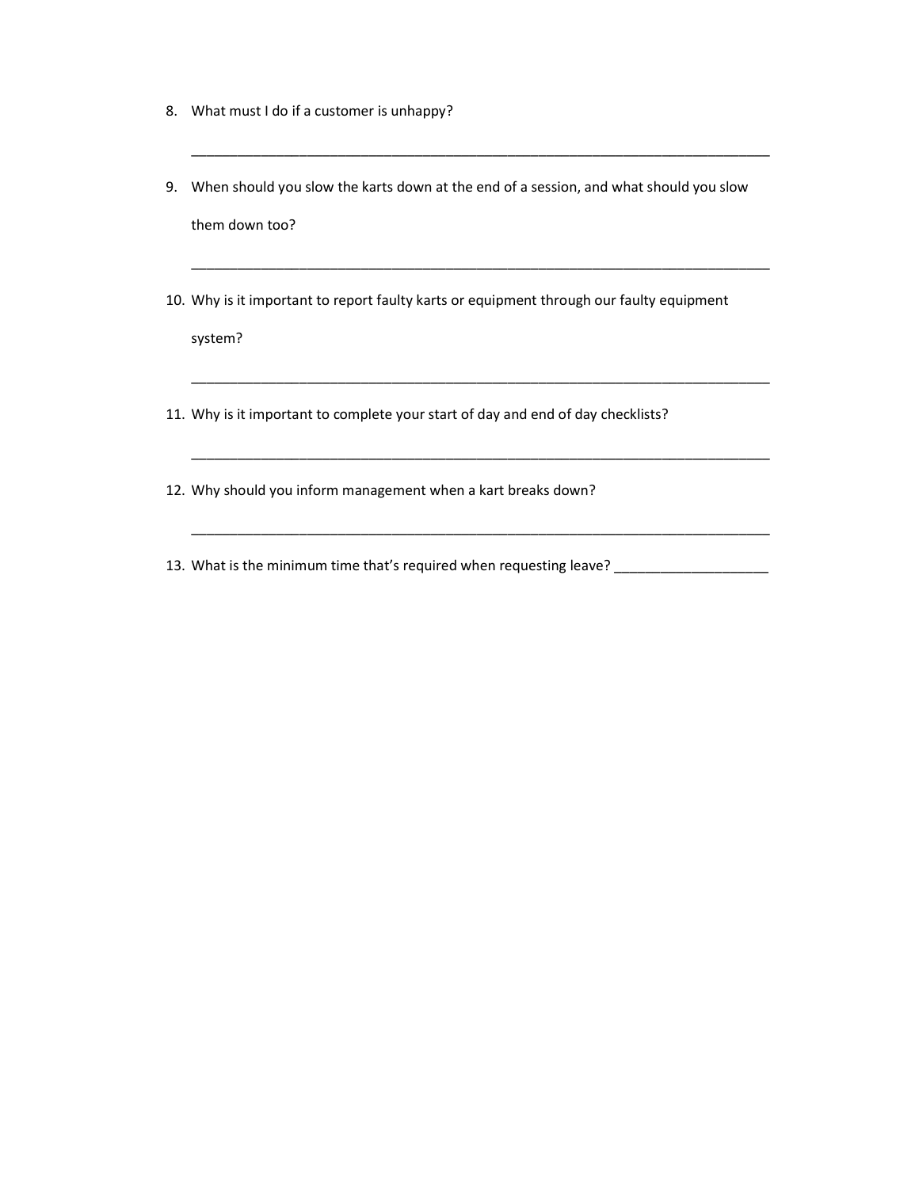8. What must I do if a customer is unhappy?

    ______________________________________________________________________________

9. When should you slow the karts down at the end of a session, and what should you slow them down too?

    ______________________________________________________________________________

10. Why is it important to report faulty karts or equipment through our faulty equipment system?

    ______________________________________________________________________________

11. Why is it important to complete your start of day and end of day checklists?

    ______________________________________________________________________________

12. Why should you inform management when a kart breaks down?

    ______________________________________________________________________________

13. What is the minimum time that's required when requesting leave? ____________________